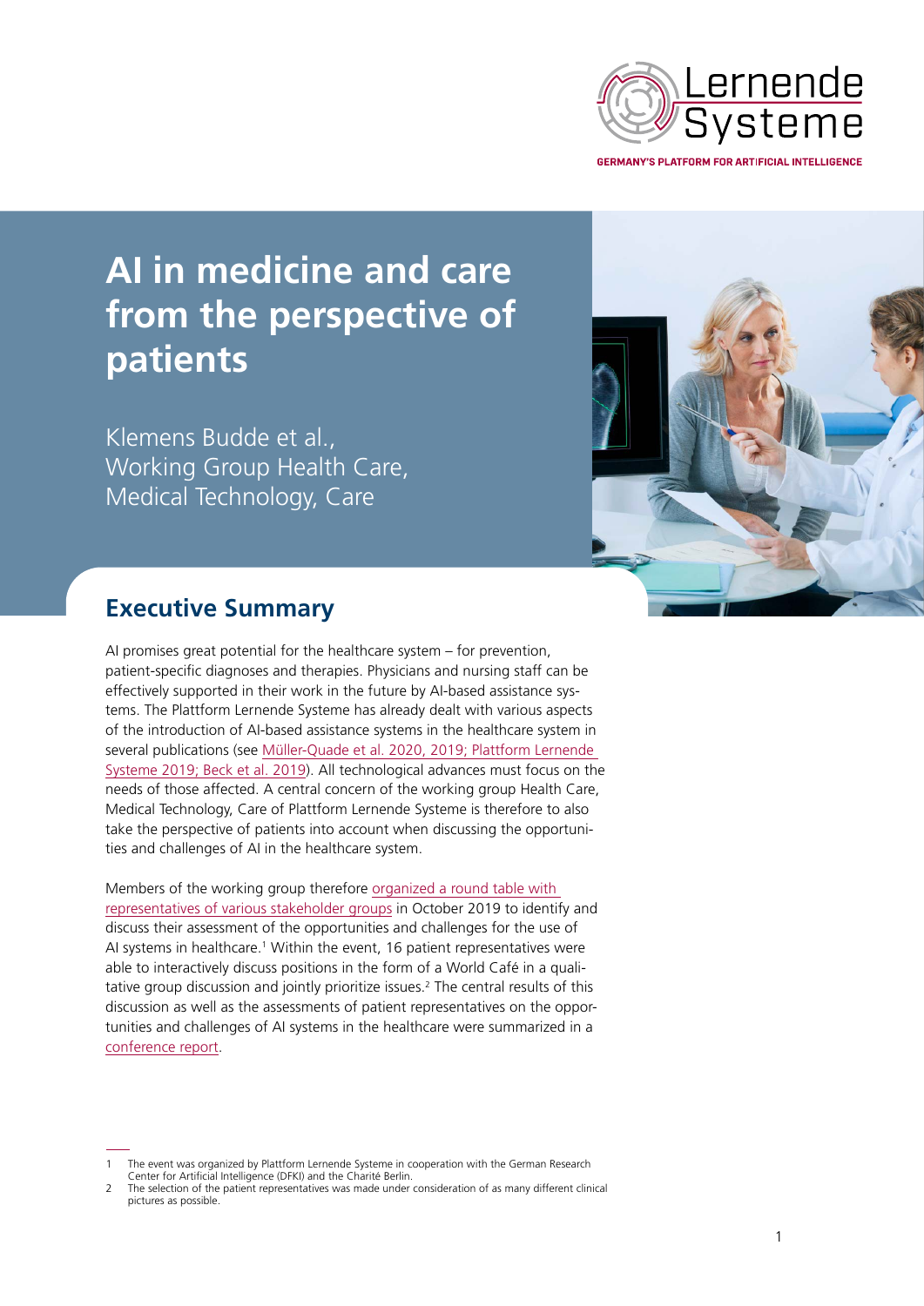# AI in medicine and care from the perspective of patients

Klemens Budde et al.,
Working Group Health Care, Medical Technology, Care

## Executive Summary

AI promises great potential for the healthcare system – for prevention, patient-specific diagnoses and therapies. Physicians and nursing staff can be effectively supported in their work in the future by AI-based assistance systems. The Plattform Lernende Systeme has already dealt with various aspects of the introduction of AI-based assistance systems in the healthcare system in several publications (see Müller-Quade et al. 2020, 2019; Plattform Lernende Systeme 2019; Beck et al. 2019). All technological advances must focus on the needs of those affected. A central concern of the working group Health Care, Medical Technology, Care of Plattform Lernende Systeme is therefore to also take the perspective of patients into account when discussing the opportunities and challenges of AI in the healthcare system.

Members of the working group therefore organized a round table with representatives of various stakeholder groups in October 2019 to identify and discuss their assessment of the opportunities and challenges for the use of AI systems in healthcare.[1] Within the event, 16 patient representatives were able to interactively discuss positions in the form of a World Café in a qualitative group discussion and jointly prioritize issues.[2] The central results of this discussion as well as the assessments of patient representatives on the opportunities and challenges of AI systems in the healthcare were summarized in a conference report.

---

1 The event was organized by Plattform Lernende Systeme in cooperation with the German Research Center for Artificial Intelligence (DFKI) and the Charité Berlin.

2 The selection of the patient representatives was made under consideration of as many different clinical pictures as possible.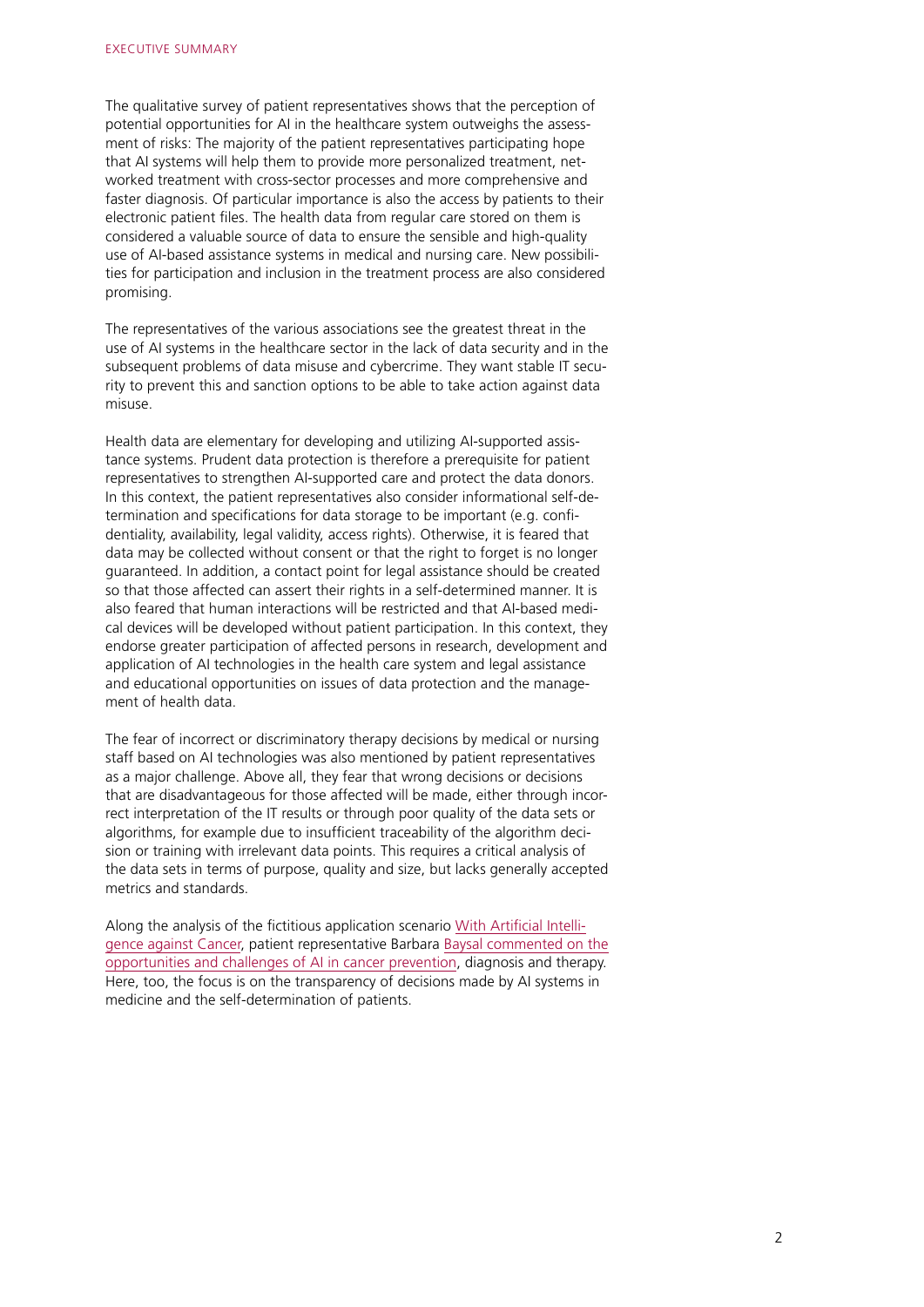The qualitative survey of patient representatives shows that the perception of potential opportunities for AI in the healthcare system outweighs the assessment of risks: The majority of the patient representatives participating hope that AI systems will help them to provide more personalized treatment, networked treatment with cross-sector processes and more comprehensive and faster diagnosis. Of particular importance is also the access by patients to their electronic patient files. The health data from regular care stored on them is considered a valuable source of data to ensure the sensible and high-quality use of AI-based assistance systems in medical and nursing care. New possibilities for participation and inclusion in the treatment process are also considered promising.

The representatives of the various associations see the greatest threat in the use of AI systems in the healthcare sector in the lack of data security and in the subsequent problems of data misuse and cybercrime. They want stable IT security to prevent this and sanction options to be able to take action against data misuse.

Health data are elementary for developing and utilizing AI-supported assistance systems. Prudent data protection is therefore a prerequisite for patient representatives to strengthen AI-supported care and protect the data donors. In this context, the patient representatives also consider informational self-determination and specifications for data storage to be important (e.g. confidentiality, availability, legal validity, access rights). Otherwise, it is feared that data may be collected without consent or that the right to forget is no longer guaranteed. In addition, a contact point for legal assistance should be created so that those affected can assert their rights in a self-determined manner. It is also feared that human interactions will be restricted and that AI-based medical devices will be developed without patient participation. In this context, they endorse greater participation of affected persons in research, development and application of AI technologies in the health care system and legal assistance and educational opportunities on issues of data protection and the management of health data.

The fear of incorrect or discriminatory therapy decisions by medical or nursing staff based on AI technologies was also mentioned by patient representatives as a major challenge. Above all, they fear that wrong decisions or decisions that are disadvantageous for those affected will be made, either through incorrect interpretation of the IT results or through poor quality of the data sets or algorithms, for example due to insufficient traceability of the algorithm decision or training with irrelevant data points. This requires a critical analysis of the data sets in terms of purpose, quality and size, but lacks generally accepted metrics and standards.

Along the analysis of the fictitious application scenario With Artificial Intelligence against Cancer, patient representative Barbara Baysal commented on the opportunities and challenges of AI in cancer prevention, diagnosis and therapy. Here, too, the focus is on the transparency of decisions made by AI systems in medicine and the self-determination of patients.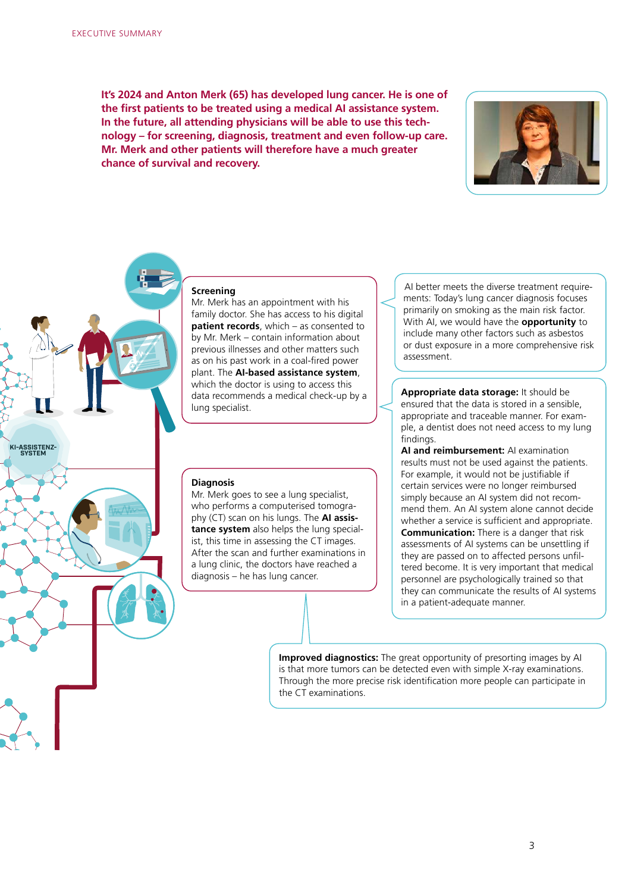**It's 2024 and Anton Merk (65) has developed lung cancer. He is one of the first patients to be treated using a medical AI assistance system. In the future, all attending physicians will be able to use this technology – for screening, diagnosis, treatment and even follow-up care. Mr. Merk and other patients will therefore have a much greater chance of survival and recovery.**

KI-ASSISTENZ-SYSTEM

**Screening**
Mr. Merk has an appointment with his family doctor. She has access to his digital **patient records**, which – as consented to by Mr. Merk – contain information about previous illnesses and other matters such as on his past work in a coal-fired power plant. The **AI-based assistance system**, which the doctor is using to access this data recommends a medical check-up by a lung specialist.

AI better meets the diverse treatment requirements: Today's lung cancer diagnosis focuses primarily on smoking as the main risk factor. With AI, we would have the **opportunity** to include many other factors such as asbestos or dust exposure in a more comprehensive risk assessment.

**Appropriate data storage:** It should be ensured that the data is stored in a sensible, appropriate and traceable manner. For example, a dentist does not need access to my lung findings.
**AI and reimbursement:** AI examination results must not be used against the patients. For example, it would not be justifiable if certain services were no longer reimbursed simply because an AI system did not recommend them. An AI system alone cannot decide whether a service is sufficient and appropriate.
**Communication:** There is a danger that risk assessments of AI systems can be unsettling if they are passed on to affected persons unfiltered become. It is very important that medical personnel are psychologically trained so that they can communicate the results of AI systems in a patient-adequate manner.

**Diagnosis**
Mr. Merk goes to see a lung specialist, who performs a computerised tomography (CT) scan on his lungs. The **AI assistance system** also helps the lung specialist, this time in assessing the CT images. After the scan and further examinations in a lung clinic, the doctors have reached a diagnosis – he has lung cancer.

**Improved diagnostics:** The great opportunity of presorting images by AI is that more tumors can be detected even with simple X-ray examinations. Through the more precise risk identification more people can participate in the CT examinations.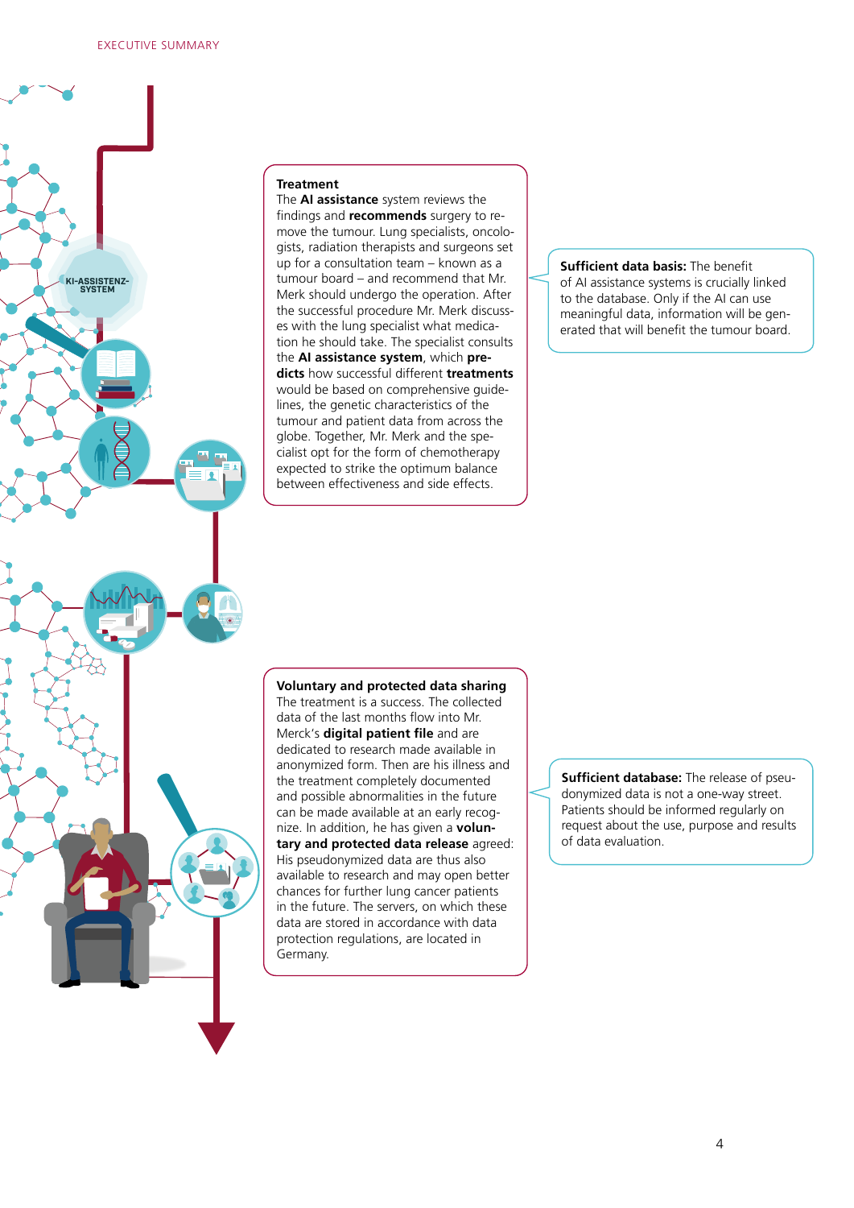**Treatment**
The **AI assistance** system reviews the findings and **recommends** surgery to remove the tumour. Lung specialists, oncologists, radiation therapists and surgeons set up for a consultation team – known as a tumour board – and recommend that Mr. Merk should undergo the operation. After the successful procedure Mr. Merk discusses with the lung specialist what medication he should take. The specialist consults the **AI assistance system**, which **predicts** how successful different **treatments** would be based on comprehensive guidelines, the genetic characteristics of the tumour and patient data from across the globe. Together, Mr. Merk and the specialist opt for the form of chemotherapy expected to strike the optimum balance between effectiveness and side effects.

**Sufficient data basis:** The benefit of AI assistance systems is crucially linked to the database. Only if the AI can use meaningful data, information will be generated that will benefit the tumour board.

**Voluntary and protected data sharing**
The treatment is a success. The collected data of the last months flow into Mr. Merck's **digital patient file** and are dedicated to research made available in anonymized form. Then are his illness and the treatment completely documented and possible abnormalities in the future can be made available at an early recognize. In addition, he has given a **voluntary and protected data release** agreed: His pseudonymized data are thus also available to research and may open better chances for further lung cancer patients in the future. The servers, on which these data are stored in accordance with data protection regulations, are located in Germany.

**Sufficient database:** The release of pseudonymized data is not a one-way street. Patients should be informed regularly on request about the use, purpose and results of data evaluation.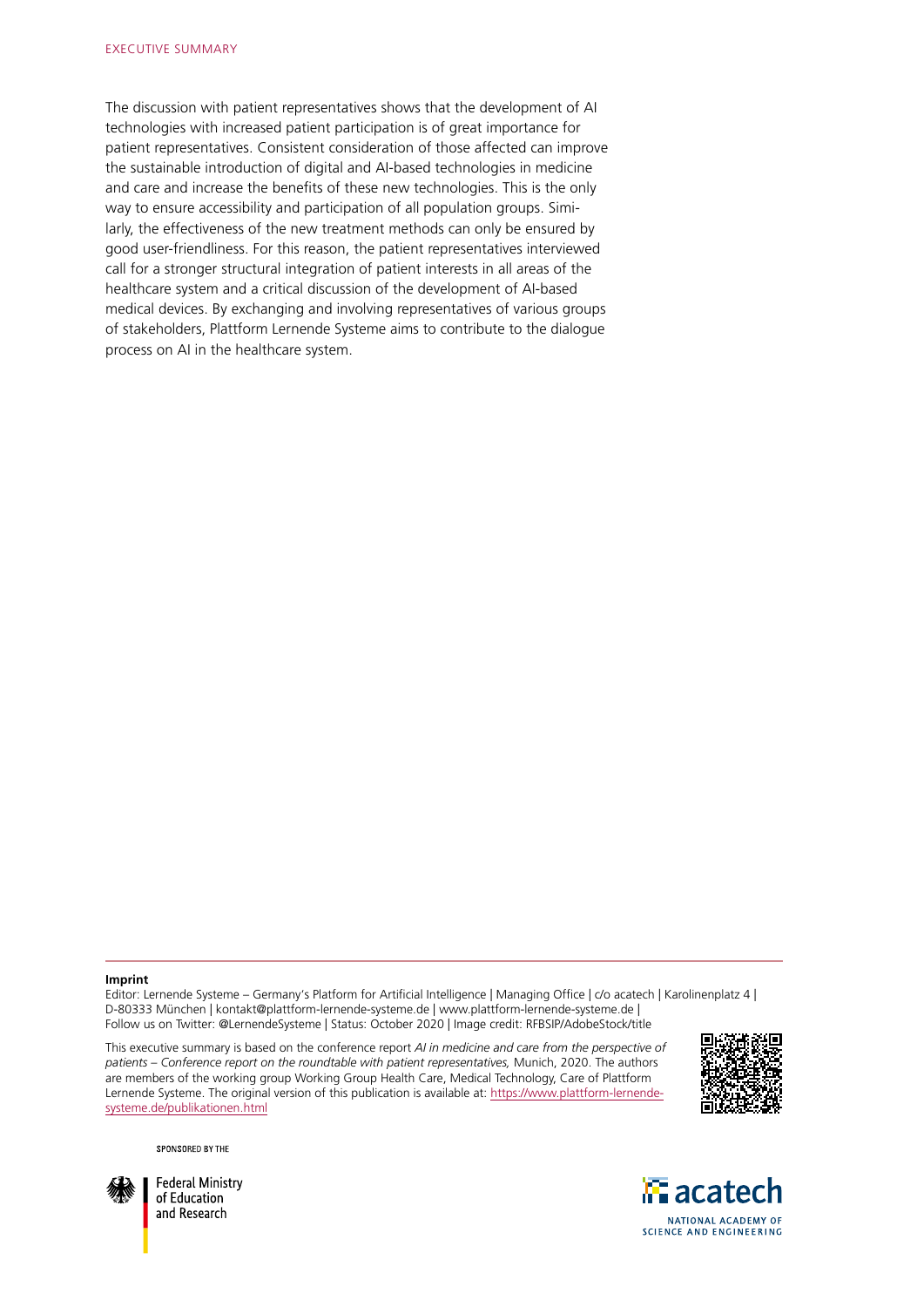The discussion with patient representatives shows that the development of AI technologies with increased patient participation is of great importance for patient representatives. Consistent consideration of those affected can improve the sustainable introduction of digital and AI-based technologies in medicine and care and increase the benefits of these new technologies. This is the only way to ensure accessibility and participation of all population groups. Similarly, the effectiveness of the new treatment methods can only be ensured by good user-friendliness. For this reason, the patient representatives interviewed call for a stronger structural integration of patient interests in all areas of the healthcare system and a critical discussion of the development of AI-based medical devices. By exchanging and involving representatives of various groups of stakeholders, Plattform Lernende Systeme aims to contribute to the dialogue process on AI in the healthcare system.

**Imprint**

Editor: Lernende Systeme – Germany's Platform for Artificial Intelligence | Managing Office | c/o acatech | Karolinenplatz 4 | D-80333 München | kontakt@plattform-lernende-systeme.de | www.plattform-lernende-systeme.de | Follow us on Twitter: @LernendeSysteme | Status: October 2020 | Image credit: RFBSIP/AdobeStock/title

This executive summary is based on the conference report *AI in medicine and care from the perspective of patients – Conference report on the roundtable with patient representatives,* Munich, 2020. The authors are members of the working group Working Group Health Care, Medical Technology, Care of Plattform Lernende Systeme. The original version of this publication is available at: https://www.plattform-lernende-systeme.de/publikationen.html

SPONSORED BY THE

Federal Ministry of Education and Research

acatech

NATIONAL ACADEMY OF SCIENCE AND ENGINEERING